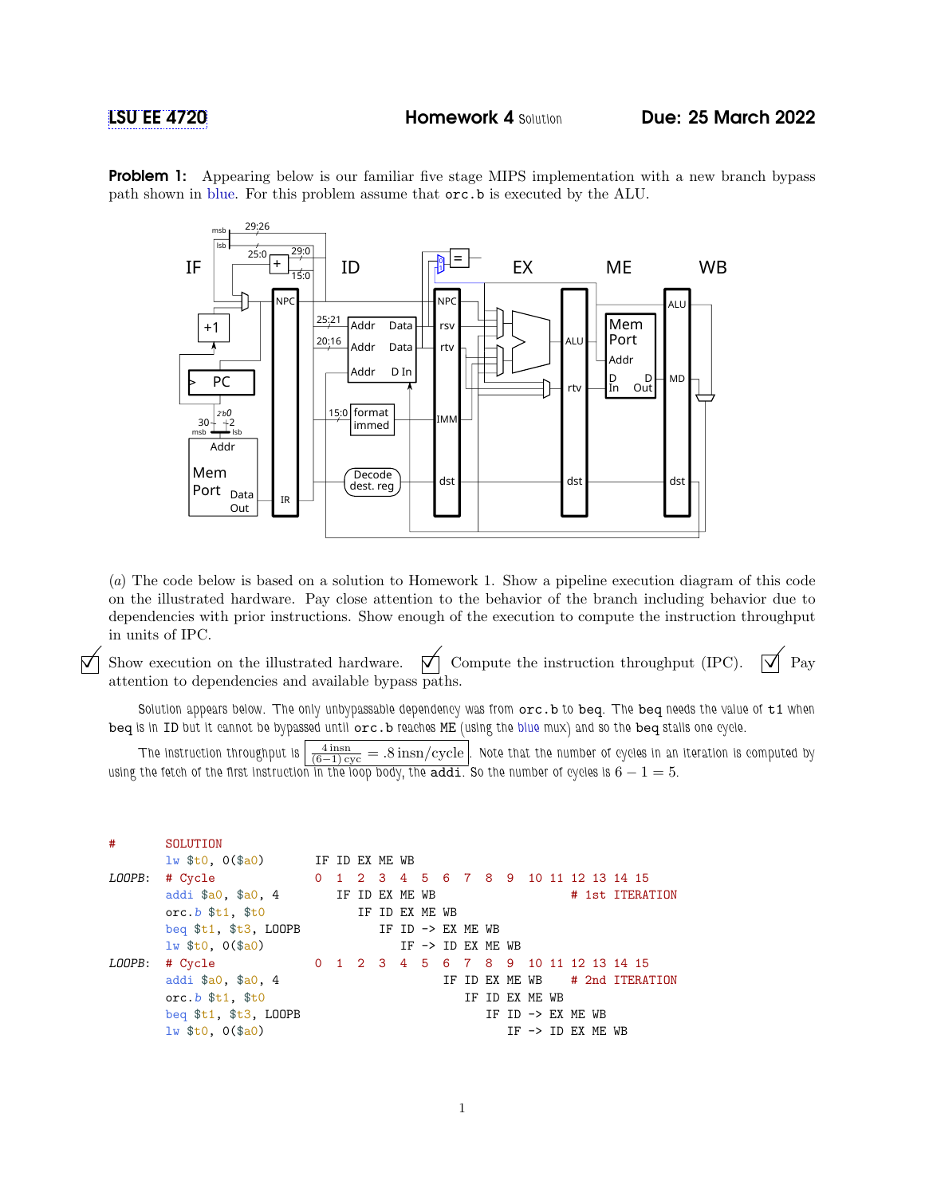LSU EE 4720 Homework 4 Solution Due: 25 March 2022

**Problem 1:** Appearing below is our familiar five stage MIPS implementation with a new branch bypass path shown in blue. For this problem assume that `orc.b` is executed by the ALU.

(*a*) The code below is based on a solution to Homework 1. Show a pipeline execution diagram of this code on the illustrated hardware. Pay close attention to the behavior of the branch including behavior due to dependencies with prior instructions. Show enough of the execution to compute the instruction throughput in units of IPC.

☑ Show execution on the illustrated hardware. ☑ Compute the instruction throughput (IPC). ☑ Pay attention to dependencies and available bypass paths.

Solution appears below. The only unbypassable dependency was from `orc.b` to `beq`. The `beq` needs the value of `t1` when `beq` is in ID but it cannot be bypassed until `orc.b` reaches ME (using the blue mux) and so the `beq` stalls one cycle.

The instruction throughput is $\frac{4\,\text{insn}}{(6-1)\,\text{cyc}} = .8\,\text{insn/cycle}$. Note that the number of cycles in an iteration is computed by using the fetch of the first instruction in the loop body, the `addi`. So the number of cycles is $6 - 1 = 5$.

```
#       SOLUTION
        lw $t0, 0($a0)          IF ID EX ME WB
LOOPB:  # Cycle                 0  1  2  3  4  5  6  7  8  9  10 11 12 13 14 15
        addi $a0, $a0, 4           IF ID EX ME WB                # 1st ITERATION
        orc.b $t1, $t0                IF ID EX ME WB
        beq $t1, $t3, LOOPB              IF ID -> EX ME WB
        lw $t0, 0($a0)                      IF -> ID EX ME WB
LOOPB:  # Cycle                 0  1  2  3  4  5  6  7  8  9  10 11 12 13 14 15
        addi $a0, $a0, 4                          IF ID EX ME WB    # 2nd ITERATION
        orc.b $t1, $t0                               IF ID EX ME WB
        beq $t1, $t3, LOOPB                             IF ID -> EX ME WB
        lw $t0, 0($a0)                                     IF -> ID EX ME WB
```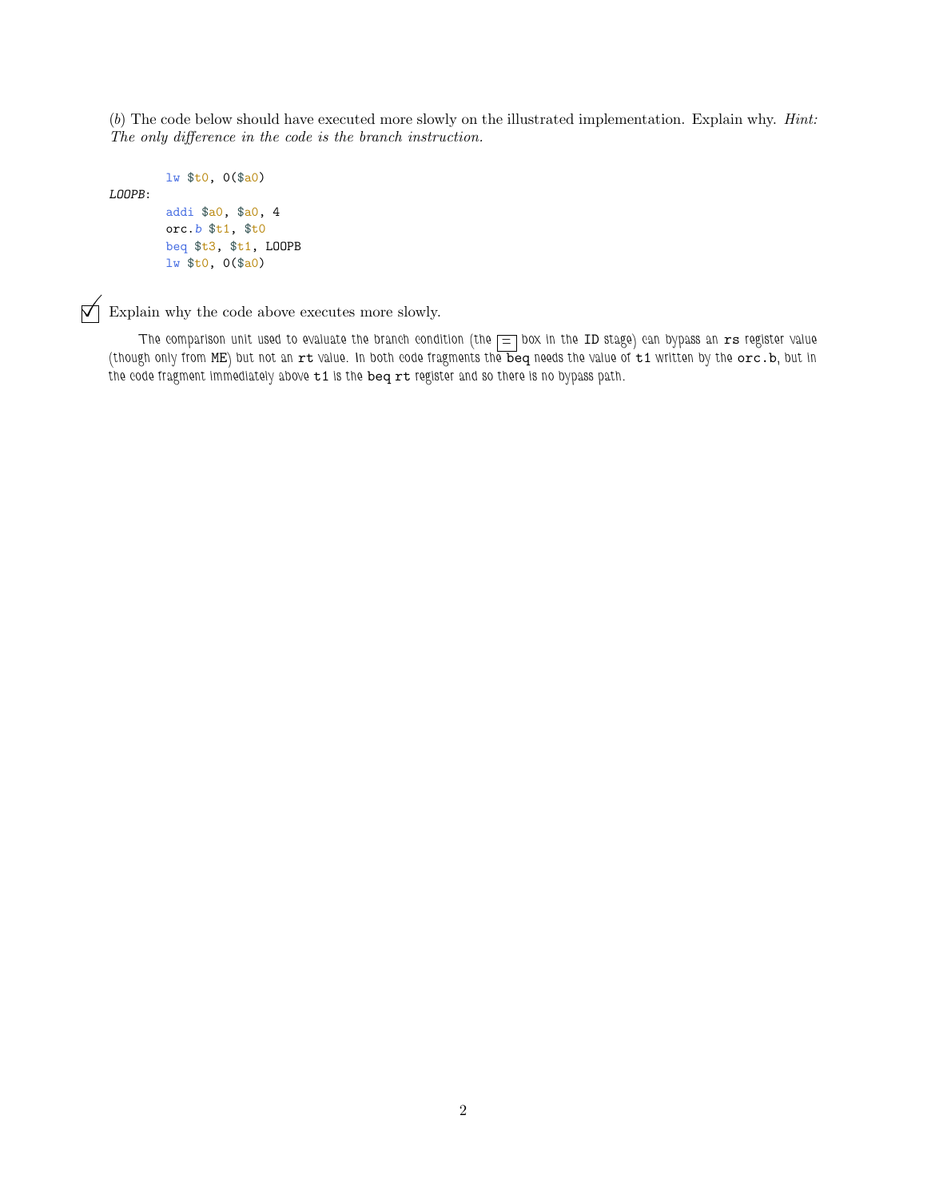(*b*) The code below should have executed more slowly on the illustrated implementation. Explain why. *Hint: The only difference in the code is the branch instruction.*

```
        lw $t0, 0($a0)
LOOPB:
        addi $a0, $a0, 4
        orc.b $t1, $t0
        beq $t3, $t1, LOOPB
        lw $t0, 0($a0)
```

☑ Explain why the code above executes more slowly.

The comparison unit used to evaluate the branch condition (the `=` box in the `ID` stage) can bypass an `rs` register value (though only from `ME`) but not an `rt` value. In both code fragments the `beq` needs the value of `t1` written by the `orc.b`, but in the code fragment immediately above `t1` is the `beq` `rt` register and so there is no bypass path.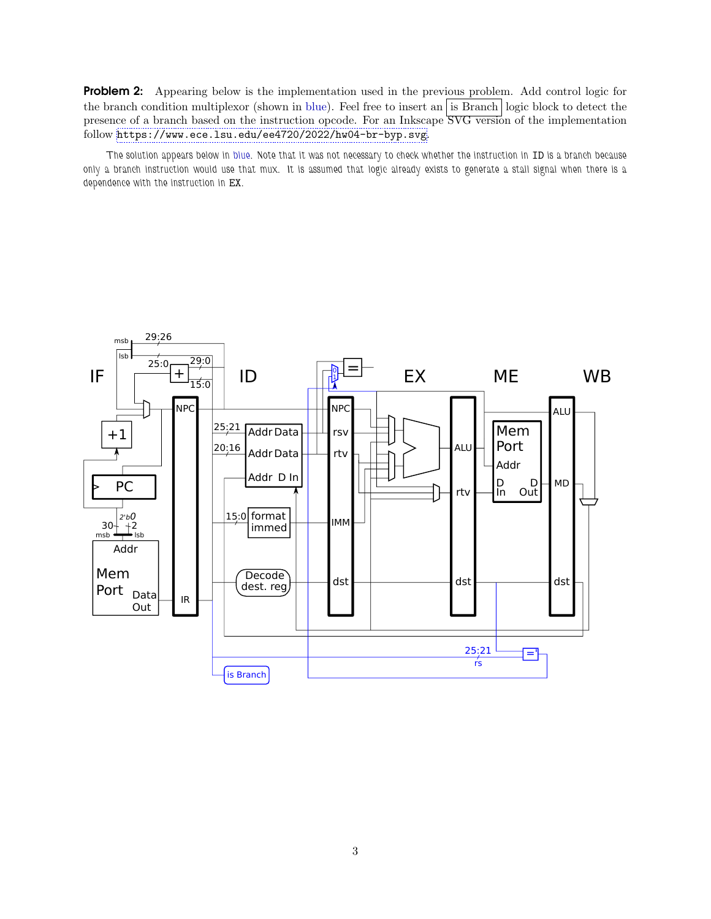**Problem 2:** Appearing below is the implementation used in the previous problem. Add control logic for the branch condition multiplexor (shown in blue). Feel free to insert an is Branch logic block to detect the presence of a branch based on the instruction opcode. For an Inkscape SVG version of the implementation follow https://www.ece.lsu.edu/ee4720/2022/hw04-br-byp.svg.

The solution appears below in blue. Note that it was not necessary to check whether the instruction in ID is a branch because only a branch instruction would use that mux. It is assumed that logic already exists to generate a stall signal when there is a dependence with the instruction in EX.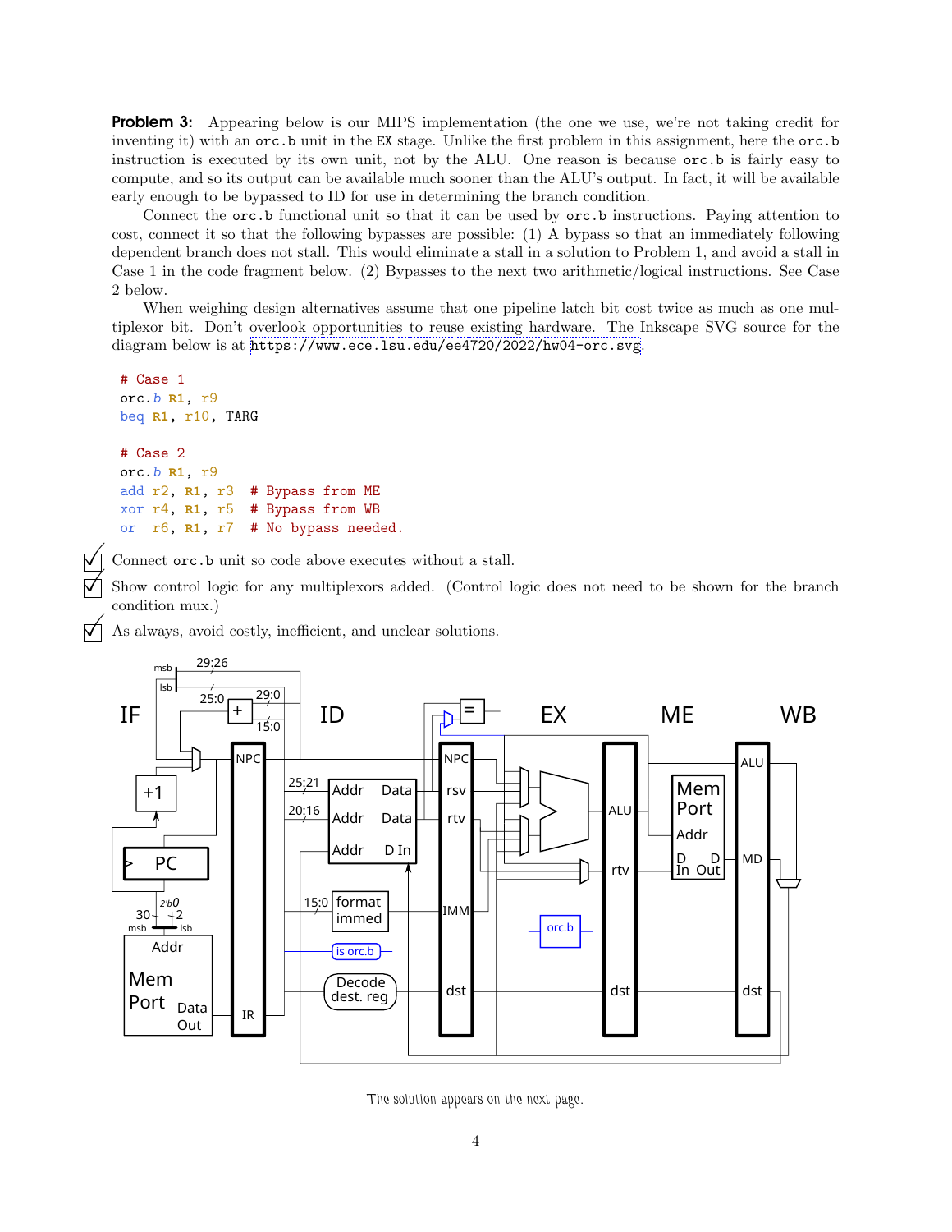**Problem 3:** Appearing below is our MIPS implementation (the one we use, we're not taking credit for inventing it) with an `orc.b` unit in the `EX` stage. Unlike the first problem in this assignment, here the `orc.b` instruction is executed by its own unit, not by the ALU. One reason is because `orc.b` is fairly easy to compute, and so its output can be available much sooner than the ALU's output. In fact, it will be available early enough to be bypassed to ID for use in determining the branch condition.

Connect the `orc.b` functional unit so that it can be used by `orc.b` instructions. Paying attention to cost, connect it so that the following bypasses are possible: (1) A bypass so that an immediately following dependent branch does not stall. This would eliminate a stall in a solution to Problem 1, and avoid a stall in Case 1 in the code fragment below. (2) Bypasses to the next two arithmetic/logical instructions. See Case 2 below.

When weighing design alternatives assume that one pipeline latch bit cost twice as much as one multiplexor bit. Don't overlook opportunities to reuse existing hardware. The Inkscape SVG source for the diagram below is at https://www.ece.lsu.edu/ee4720/2022/hw04-orc.svg.

```
# Case 1
orc.b R1, r9
beq R1, r10, TARG

# Case 2
orc.b R1, r9
add r2, R1, r3   # Bypass from ME
xor r4, R1, r5   # Bypass from WB
or  r6, R1, r7   # No bypass needed.
```

- ☑ Connect `orc.b` unit so code above executes without a stall.
- ☑ Show control logic for any multiplexors added. (Control logic does not need to be shown for the branch condition mux.)
- ☑ As always, avoid costly, inefficient, and unclear solutions.

The solution appears on the next page.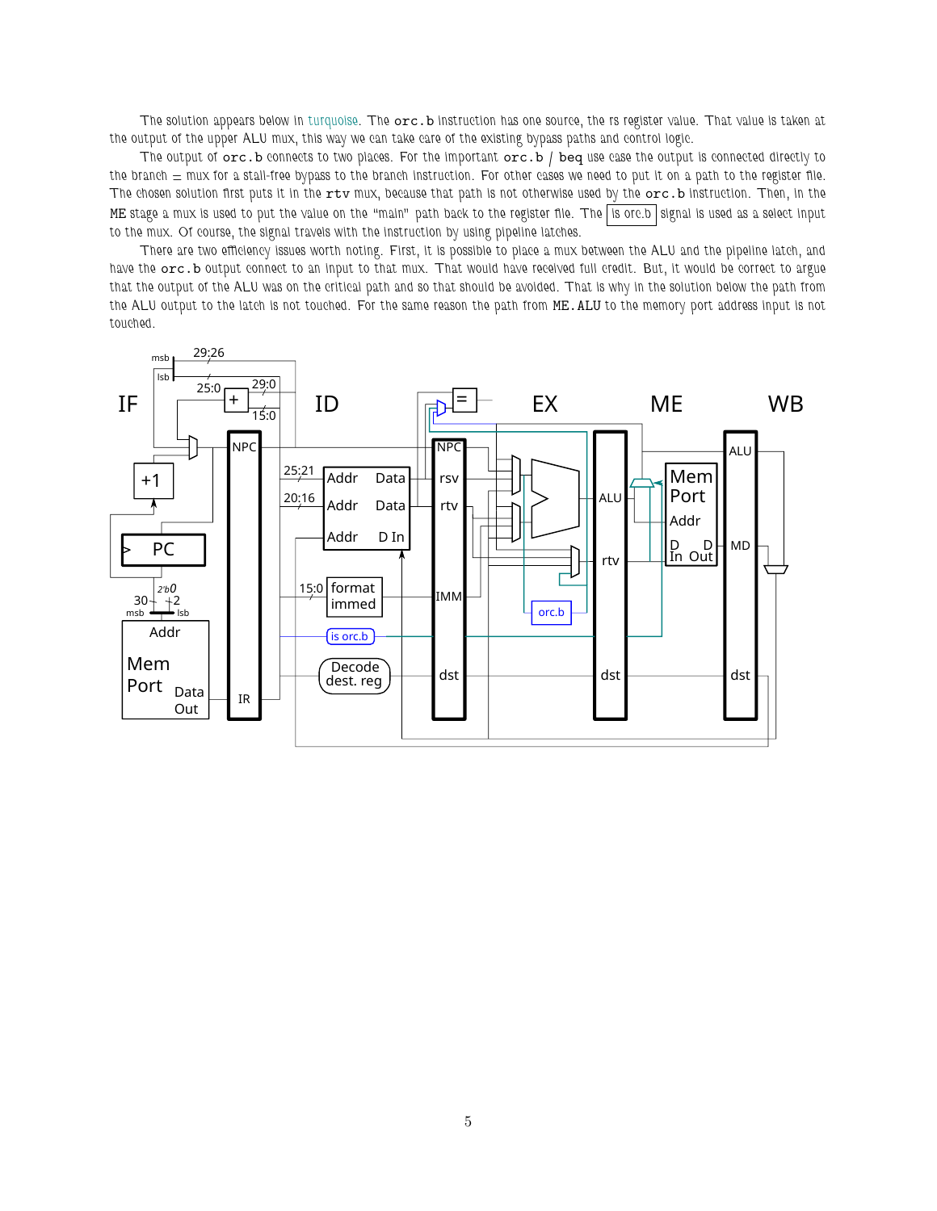The solution appears below in turquoise. The `orc.b` instruction has one source, the rs register value. That value is taken at the output of the upper ALU mux, this way we can take care of the existing bypass paths and control logic.

The output of `orc.b` connects to two places. For the important `orc.b` / `beq` use case the output is connected directly to the branch = mux for a stall-free bypass to the branch instruction. For other cases we need to put it on a path to the register file. The chosen solution first puts it in the `rtv` mux, because that path is not otherwise used by the `orc.b` instruction. Then, in the ME stage a mux is used to put the value on the "main" path back to the register file. The is orc.b signal is used as a select input to the mux. Of course, the signal travels with the instruction by using pipeline latches.

There are two efficiency issues worth noting. First, it is possible to place a mux between the ALU and the pipeline latch, and have the `orc.b` output connect to an input to that mux. That would have received full credit. But, it would be correct to argue that the output of the ALU was on the critical path and so that should be avoided. That is why in the solution below the path from the ALU output to the latch is not touched. For the same reason the path from `ME.ALU` to the memory port address input is not touched.

IF
ID
EX
ME
WB
msb
lsb
29:26
25:0
29:0
15:0
+
=
NPC
NPC
+1
25:21
20:16
Addr
Data
Addr
Data
Addr
D In
rsv
rtv
ALU
ALU
Mem
Port
Addr
D In
D Out
MD
rtv
PC
15:0
format
immed
IMM
orc.b
2'b0
30
2
msb
lsb
Addr
Mem
Port
Data
Out
IR
is orc.b
Decode
dest. reg
dst
dst
dst